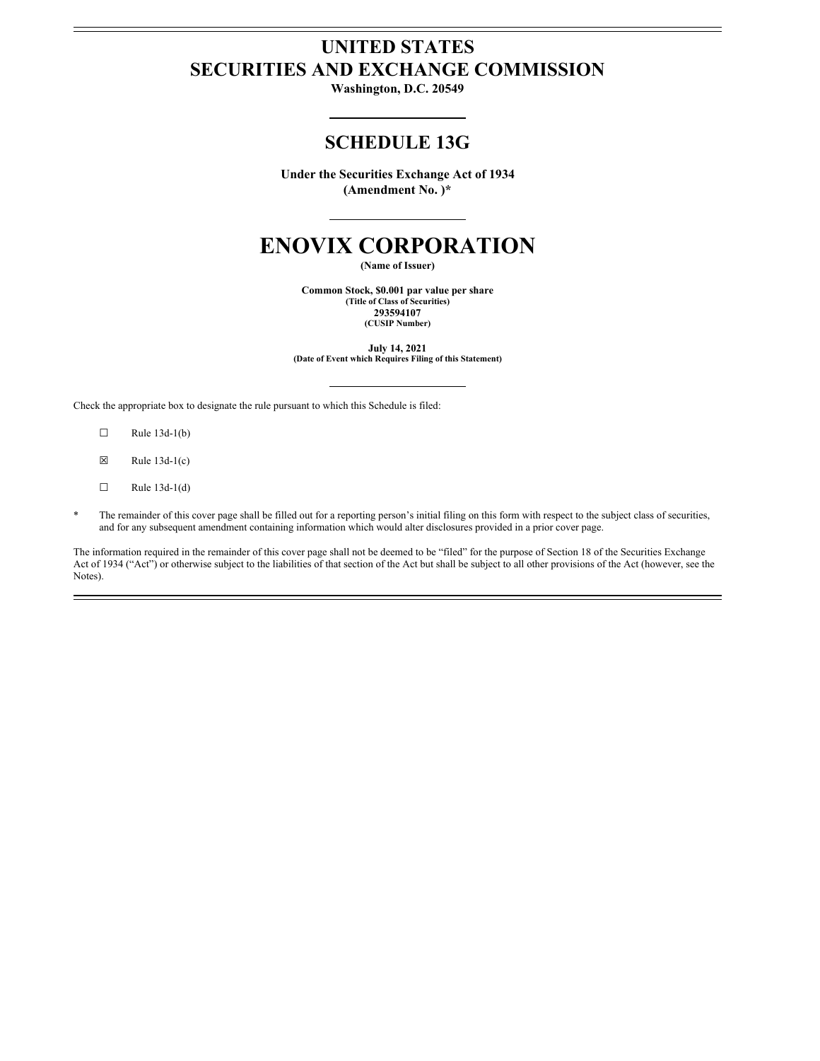# UNITED STATES
# SECURITIES AND EXCHANGE COMMISSION

**Washington, D.C. 20549**

## SCHEDULE 13G

**Under the Securities Exchange Act of 1934**
**(Amendment No. )***

# ENOVIX CORPORATION

**(Name of Issuer)**

**Common Stock, $0.001 par value per share**
**(Title of Class of Securities)**
**293594107**
**(CUSIP Number)**

**July 14, 2021**
**(Date of Event which Requires Filing of this Statement)**

Check the appropriate box to designate the rule pursuant to which this Schedule is filed:

☐ Rule 13d-1(b)

☒ Rule 13d-1(c)

☐ Rule 13d-1(d)

\* The remainder of this cover page shall be filled out for a reporting person's initial filing on this form with respect to the subject class of securities, and for any subsequent amendment containing information which would alter disclosures provided in a prior cover page.

The information required in the remainder of this cover page shall not be deemed to be "filed" for the purpose of Section 18 of the Securities Exchange Act of 1934 ("Act") or otherwise subject to the liabilities of that section of the Act but shall be subject to all other provisions of the Act (however, see the Notes).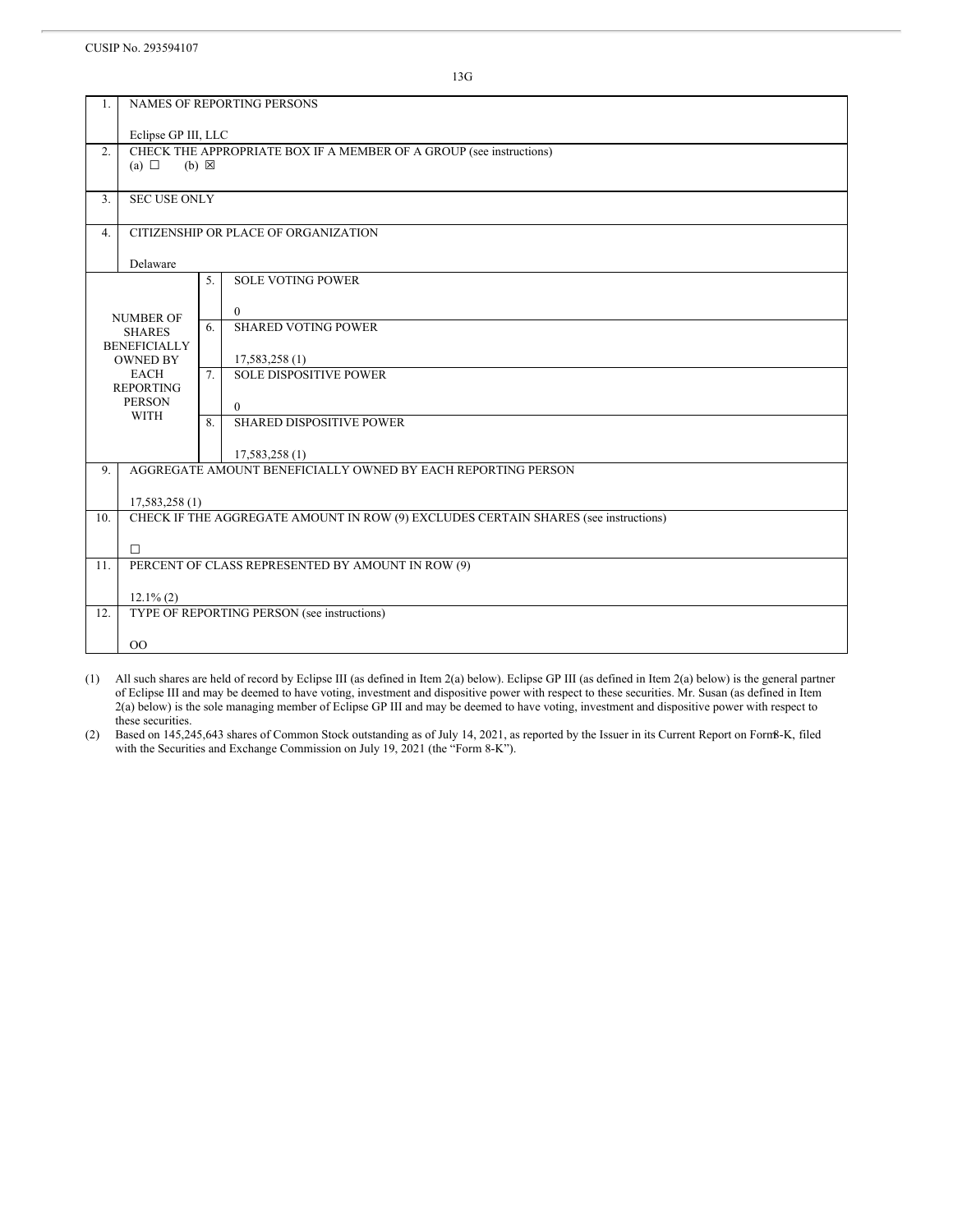CUSIP No. 293594107

13G

| | | | |
|---|---|---|---|
| 1. | NAMES OF REPORTING PERSONS<br><br>Eclipse GP III, LLC | | |
| 2. | CHECK THE APPROPRIATE BOX IF A MEMBER OF A GROUP (see instructions)<br>(a) ☐ (b) ☒ | | |
| 3. | SEC USE ONLY | | |
| 4. | CITIZENSHIP OR PLACE OF ORGANIZATION<br><br>Delaware | | |
| NUMBER OF SHARES BENEFICIALLY OWNED BY EACH REPORTING PERSON WITH | 5. | SOLE VOTING POWER<br><br>0 | |
| | 6. | SHARED VOTING POWER<br><br>17,583,258 (1) | |
| | 7. | SOLE DISPOSITIVE POWER<br><br>0 | |
| | 8. | SHARED DISPOSITIVE POWER<br><br>17,583,258 (1) | |
| 9. | AGGREGATE AMOUNT BENEFICIALLY OWNED BY EACH REPORTING PERSON<br><br>17,583,258 (1) | | |
| 10. | CHECK IF THE AGGREGATE AMOUNT IN ROW (9) EXCLUDES CERTAIN SHARES (see instructions)<br><br>☐ | | |
| 11. | PERCENT OF CLASS REPRESENTED BY AMOUNT IN ROW (9)<br><br>12.1% (2) | | |
| 12. | TYPE OF REPORTING PERSON (see instructions)<br><br>OO | | |

(1) All such shares are held of record by Eclipse III (as defined in Item 2(a) below). Eclipse GP III (as defined in Item 2(a) below) is the general partner of Eclipse III and may be deemed to have voting, investment and dispositive power with respect to these securities. Mr. Susan (as defined in Item 2(a) below) is the sole managing member of Eclipse GP III and may be deemed to have voting, investment and dispositive power with respect to these securities.

(2) Based on 145,245,643 shares of Common Stock outstanding as of July 14, 2021, as reported by the Issuer in its Current Report on Form 8-K, filed with the Securities and Exchange Commission on July 19, 2021 (the "Form 8-K").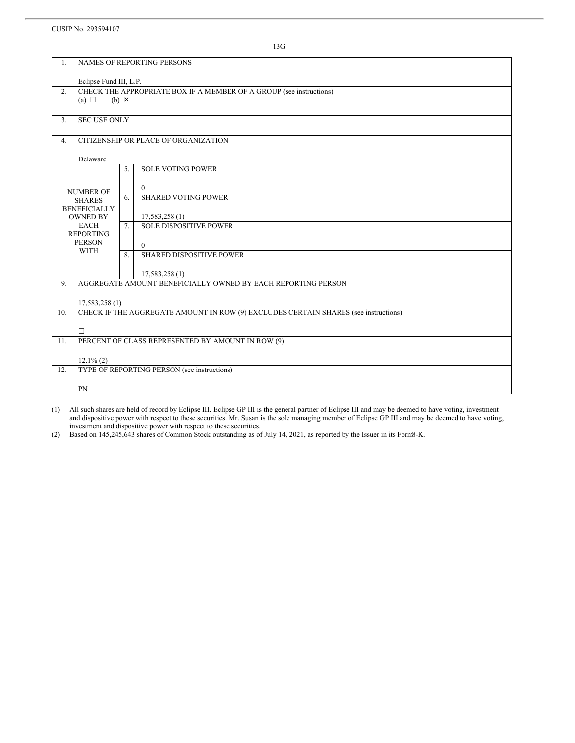CUSIP No. 293594107

13G

| 1. | NAMES OF REPORTING PERSONS<br><br>Eclipse Fund III, L.P. | | |
|---|---|---|---|
| 2. | CHECK THE APPROPRIATE BOX IF A MEMBER OF A GROUP (see instructions)<br>(a) ☐ (b) ☒ | | |
| 3. | SEC USE ONLY | | |
| 4. | CITIZENSHIP OR PLACE OF ORGANIZATION<br><br>Delaware | | |
| NUMBER OF SHARES BENEFICIALLY OWNED BY EACH REPORTING PERSON WITH | | 5. | SOLE VOTING POWER<br><br>0 |
| | | 6. | SHARED VOTING POWER<br><br>17,583,258 (1) |
| | | 7. | SOLE DISPOSITIVE POWER<br><br>0 |
| | | 8. | SHARED DISPOSITIVE POWER<br><br>17,583,258 (1) |
| 9. | AGGREGATE AMOUNT BENEFICIALLY OWNED BY EACH REPORTING PERSON<br><br>17,583,258 (1) | | |
| 10. | CHECK IF THE AGGREGATE AMOUNT IN ROW (9) EXCLUDES CERTAIN SHARES (see instructions)<br><br>☐ | | |
| 11. | PERCENT OF CLASS REPRESENTED BY AMOUNT IN ROW (9)<br><br>12.1% (2) | | |
| 12. | TYPE OF REPORTING PERSON (see instructions)<br><br>PN | | |

(1) All such shares are held of record by Eclipse III. Eclipse GP III is the general partner of Eclipse III and may be deemed to have voting, investment and dispositive power with respect to these securities. Mr. Susan is the sole managing member of Eclipse GP III and may be deemed to have voting, investment and dispositive power with respect to these securities.

(2) Based on 145,245,643 shares of Common Stock outstanding as of July 14, 2021, as reported by the Issuer in its Form 8-K.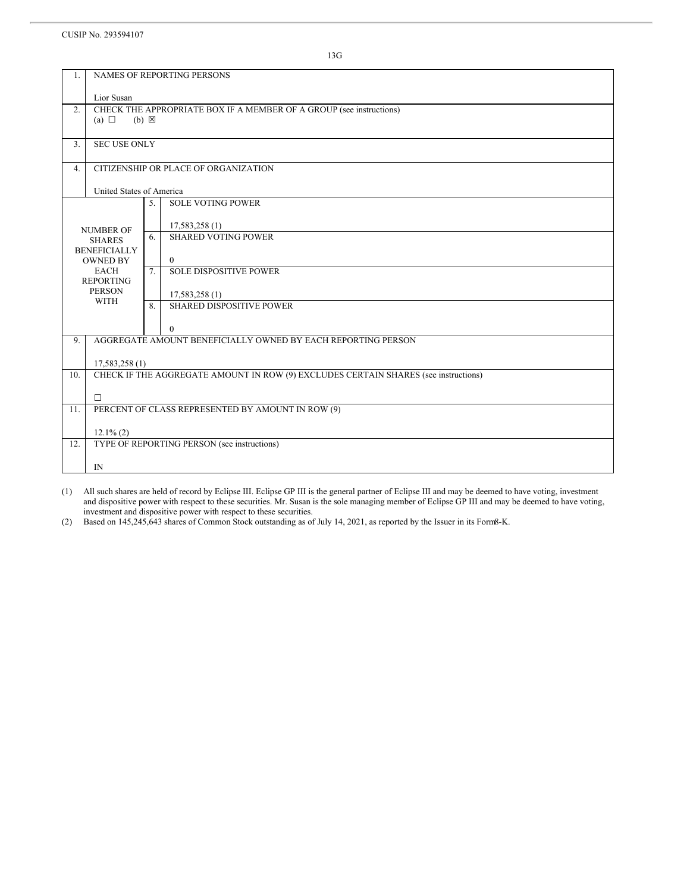CUSIP No. 293594107

13G

| | | | |
|---|---|---|---|
| 1. | NAMES OF REPORTING PERSONS<br><br>Lior Susan | | |
| 2. | CHECK THE APPROPRIATE BOX IF A MEMBER OF A GROUP (see instructions)<br>(a) ☐ (b) ☒ | | |
| 3. | SEC USE ONLY | | |
| 4. | CITIZENSHIP OR PLACE OF ORGANIZATION<br><br>United States of America | | |
| NUMBER OF SHARES BENEFICIALLY OWNED BY EACH REPORTING PERSON WITH | | 5. | SOLE VOTING POWER<br><br>17,583,258 (1) |
| | | 6. | SHARED VOTING POWER<br><br>0 |
| | | 7. | SOLE DISPOSITIVE POWER<br><br>17,583,258 (1) |
| | | 8. | SHARED DISPOSITIVE POWER<br><br>0 |
| 9. | AGGREGATE AMOUNT BENEFICIALLY OWNED BY EACH REPORTING PERSON<br><br>17,583,258 (1) | | |
| 10. | CHECK IF THE AGGREGATE AMOUNT IN ROW (9) EXCLUDES CERTAIN SHARES (see instructions)<br><br>☐ | | |
| 11. | PERCENT OF CLASS REPRESENTED BY AMOUNT IN ROW (9)<br><br>12.1% (2) | | |
| 12. | TYPE OF REPORTING PERSON (see instructions)<br><br>IN | | |

(1) All such shares are held of record by Eclipse III. Eclipse GP III is the general partner of Eclipse III and may be deemed to have voting, investment and dispositive power with respect to these securities. Mr. Susan is the sole managing member of Eclipse GP III and may be deemed to have voting, investment and dispositive power with respect to these securities.

(2) Based on 145,245,643 shares of Common Stock outstanding as of July 14, 2021, as reported by the Issuer in its Form 8-K.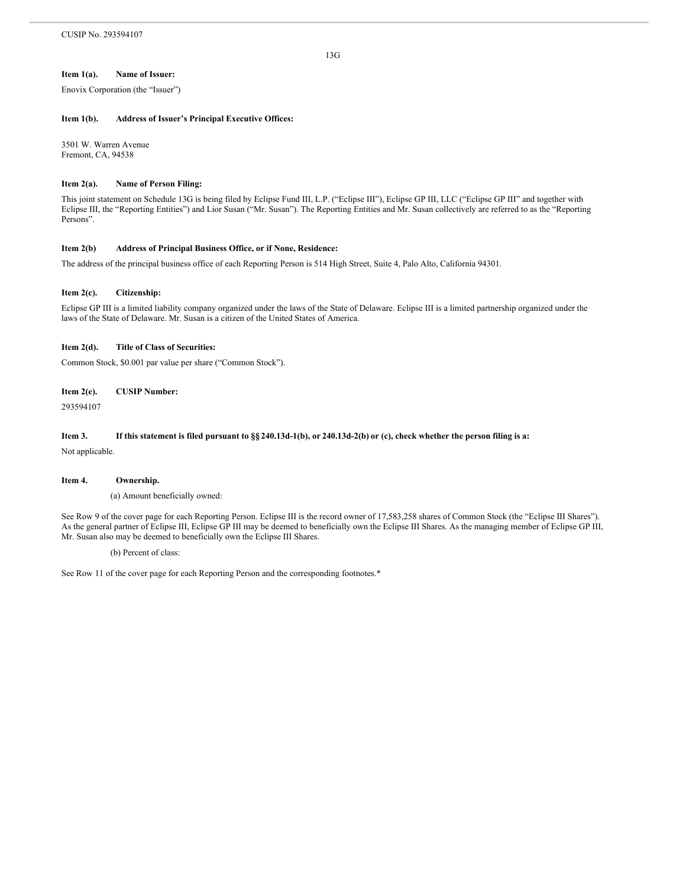CUSIP No. 293594107

13G

**Item 1(a). Name of Issuer:**

Enovix Corporation (the "Issuer")

**Item 1(b). Address of Issuer's Principal Executive Offices:**

3501 W. Warren Avenue
Fremont, CA, 94538

**Item 2(a). Name of Person Filing:**

This joint statement on Schedule 13G is being filed by Eclipse Fund III, L.P. ("Eclipse III"), Eclipse GP III, LLC ("Eclipse GP III" and together with Eclipse III, the "Reporting Entities") and Lior Susan ("Mr. Susan"). The Reporting Entities and Mr. Susan collectively are referred to as the "Reporting Persons".

**Item 2(b) Address of Principal Business Office, or if None, Residence:**

The address of the principal business office of each Reporting Person is 514 High Street, Suite 4, Palo Alto, California 94301.

**Item 2(c). Citizenship:**

Eclipse GP III is a limited liability company organized under the laws of the State of Delaware. Eclipse III is a limited partnership organized under the laws of the State of Delaware. Mr. Susan is a citizen of the United States of America.

**Item 2(d). Title of Class of Securities:**

Common Stock, $0.001 par value per share ("Common Stock").

**Item 2(e). CUSIP Number:**

293594107

**Item 3. If this statement is filed pursuant to §§ 240.13d-1(b), or 240.13d-2(b) or (c), check whether the person filing is a:**

Not applicable.

**Item 4. Ownership.**

(a) Amount beneficially owned:

See Row 9 of the cover page for each Reporting Person. Eclipse III is the record owner of 17,583,258 shares of Common Stock (the "Eclipse III Shares"). As the general partner of Eclipse III, Eclipse GP III may be deemed to beneficially own the Eclipse III Shares. As the managing member of Eclipse GP III, Mr. Susan also may be deemed to beneficially own the Eclipse III Shares.

(b) Percent of class:

See Row 11 of the cover page for each Reporting Person and the corresponding footnotes.*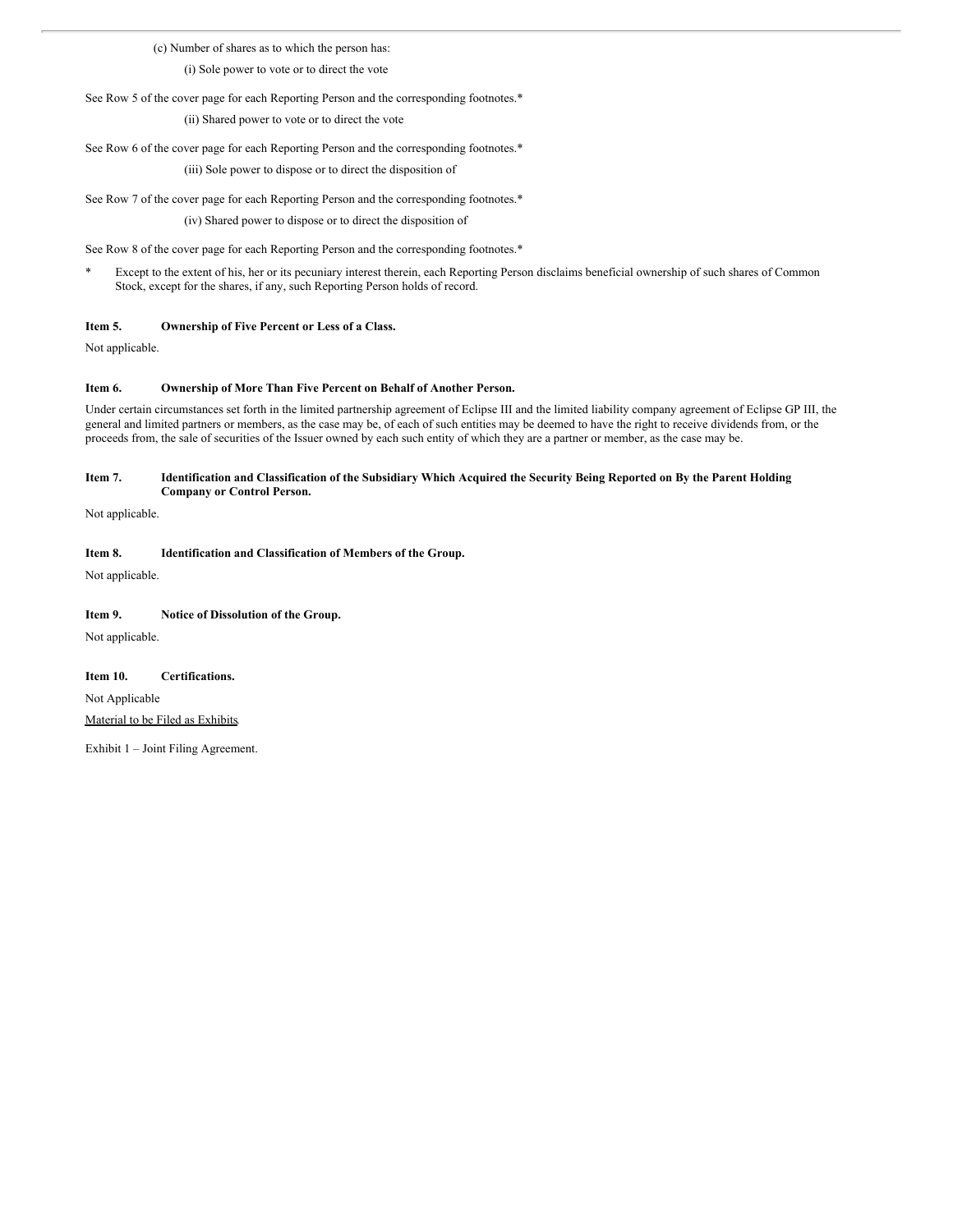(c) Number of shares as to which the person has:

(i) Sole power to vote or to direct the vote

See Row 5 of the cover page for each Reporting Person and the corresponding footnotes.*

(ii) Shared power to vote or to direct the vote

See Row 6 of the cover page for each Reporting Person and the corresponding footnotes.*

(iii) Sole power to dispose or to direct the disposition of

See Row 7 of the cover page for each Reporting Person and the corresponding footnotes.*

(iv) Shared power to dispose or to direct the disposition of

See Row 8 of the cover page for each Reporting Person and the corresponding footnotes.*

\* Except to the extent of his, her or its pecuniary interest therein, each Reporting Person disclaims beneficial ownership of such shares of Common Stock, except for the shares, if any, such Reporting Person holds of record.

**Item 5. Ownership of Five Percent or Less of a Class.**

Not applicable.

**Item 6. Ownership of More Than Five Percent on Behalf of Another Person.**

Under certain circumstances set forth in the limited partnership agreement of Eclipse III and the limited liability company agreement of Eclipse GP III, the general and limited partners or members, as the case may be, of each of such entities may be deemed to have the right to receive dividends from, or the proceeds from, the sale of securities of the Issuer owned by each such entity of which they are a partner or member, as the case may be.

**Item 7. Identification and Classification of the Subsidiary Which Acquired the Security Being Reported on By the Parent Holding Company or Control Person.**

Not applicable.

**Item 8. Identification and Classification of Members of the Group.**

Not applicable.

**Item 9. Notice of Dissolution of the Group.**

Not applicable.

**Item 10. Certifications.**

Not Applicable

Material to be Filed as Exhibits.

Exhibit 1 – Joint Filing Agreement.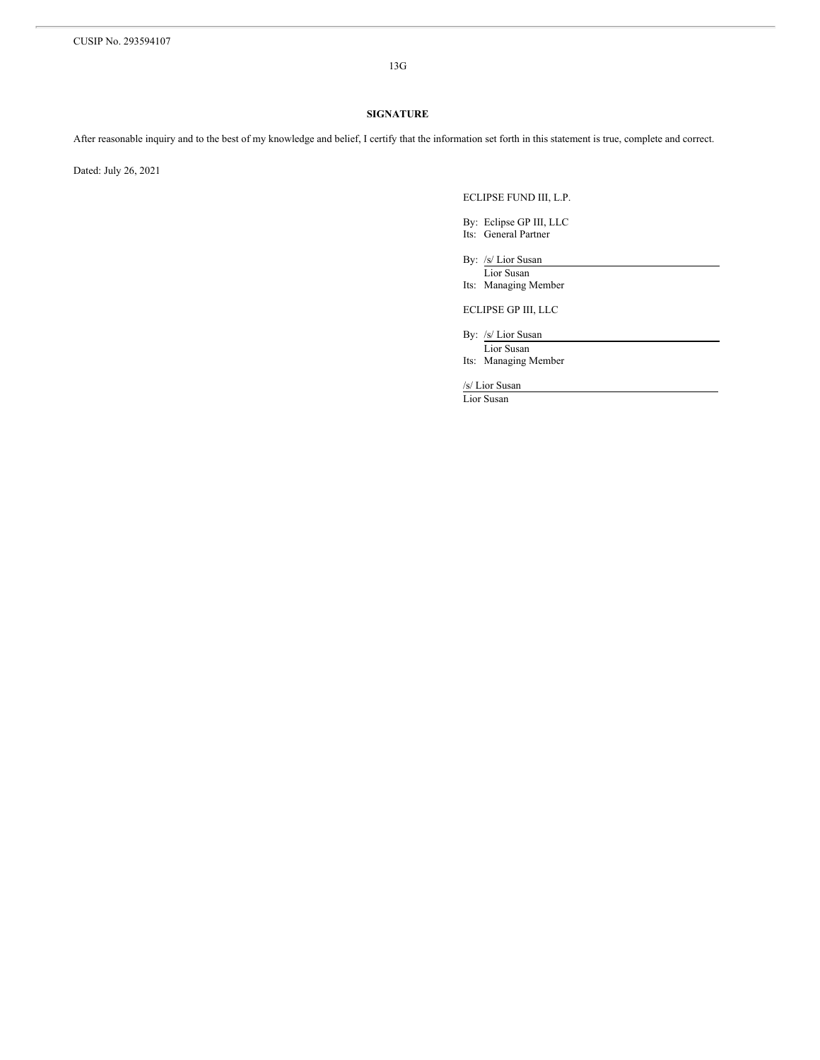CUSIP No. 293594107

13G

## SIGNATURE

After reasonable inquiry and to the best of my knowledge and belief, I certify that the information set forth in this statement is true, complete and correct.

Dated: July 26, 2021

ECLIPSE FUND III, L.P.

By: Eclipse GP III, LLC
Its: General Partner

By: /s/ Lior Susan
Lior Susan
Its: Managing Member

ECLIPSE GP III, LLC

By: /s/ Lior Susan
Lior Susan
Its: Managing Member

/s/ Lior Susan
Lior Susan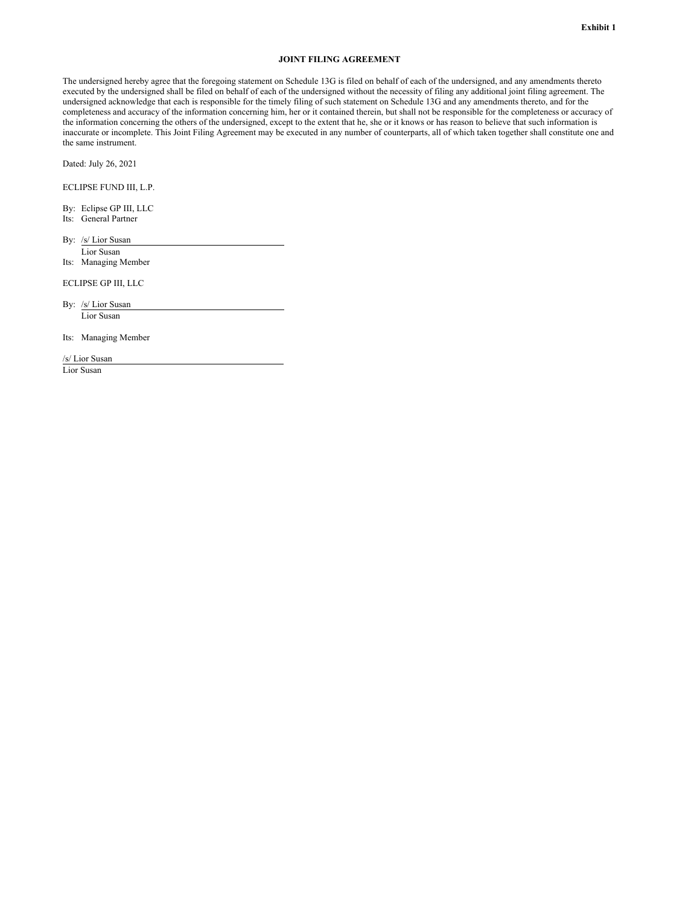**Exhibit 1**

**JOINT FILING AGREEMENT**

The undersigned hereby agree that the foregoing statement on Schedule 13G is filed on behalf of each of the undersigned, and any amendments thereto executed by the undersigned shall be filed on behalf of each of the undersigned without the necessity of filing any additional joint filing agreement. The undersigned acknowledge that each is responsible for the timely filing of such statement on Schedule 13G and any amendments thereto, and for the completeness and accuracy of the information concerning him, her or it contained therein, but shall not be responsible for the completeness or accuracy of the information concerning the others of the undersigned, except to the extent that he, she or it knows or has reason to believe that such information is inaccurate or incomplete. This Joint Filing Agreement may be executed in any number of counterparts, all of which taken together shall constitute one and the same instrument.

Dated: July 26, 2021

ECLIPSE FUND III, L.P.

By: Eclipse GP III, LLC
Its: General Partner

By: /s/ Lior Susan
Lior Susan
Its: Managing Member

ECLIPSE GP III, LLC

By: /s/ Lior Susan
Lior Susan

Its: Managing Member

/s/ Lior Susan
Lior Susan